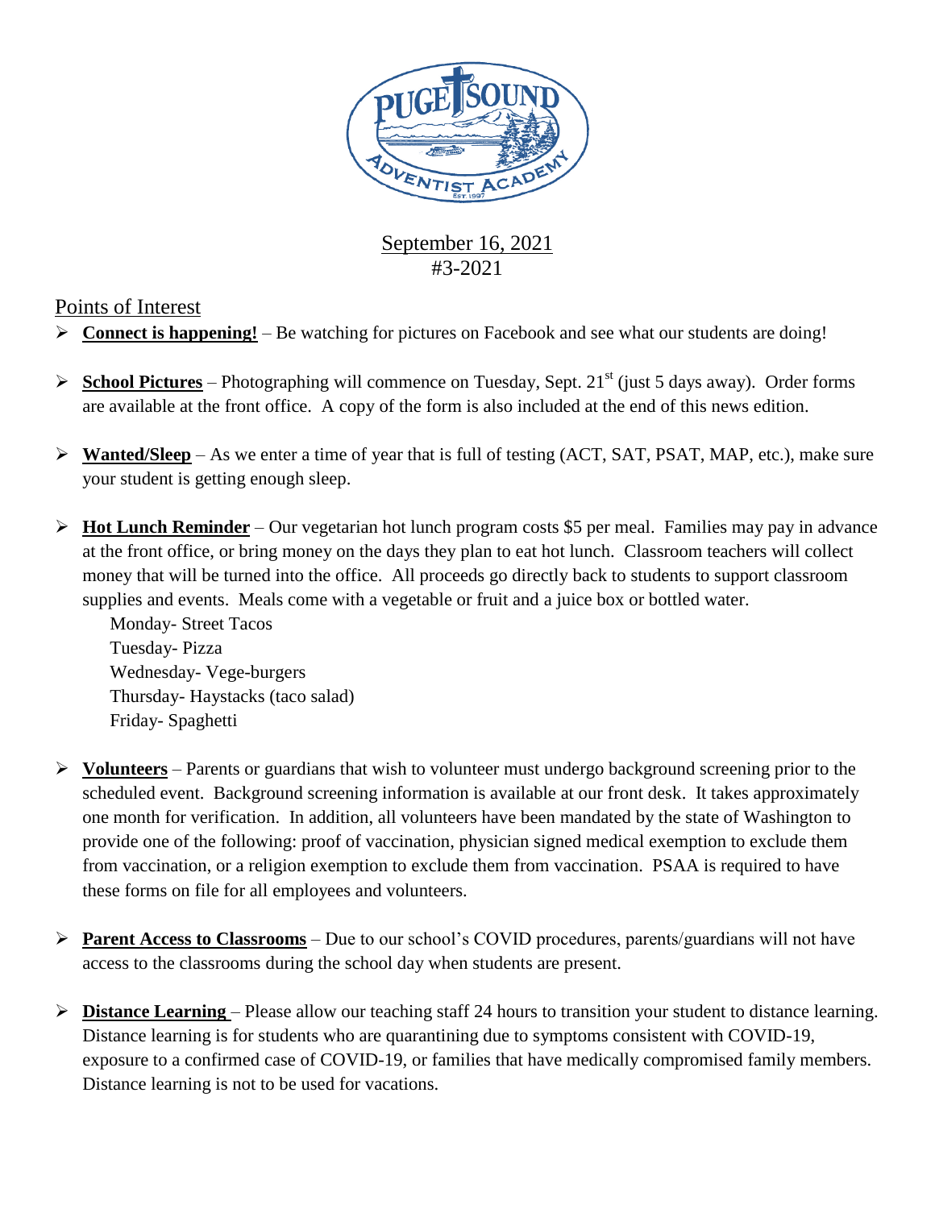September 16, 2021
#3-2021

## Points of Interest

- **Connect is happening!** – Be watching for pictures on Facebook and see what our students are doing!

- **School Pictures** – Photographing will commence on Tuesday, Sept. 21st (just 5 days away). Order forms are available at the front office. A copy of the form is also included at the end of this news edition.

- **Wanted/Sleep** – As we enter a time of year that is full of testing (ACT, SAT, PSAT, MAP, etc.), make sure your student is getting enough sleep.

- **Hot Lunch Reminder** – Our vegetarian hot lunch program costs $5 per meal. Families may pay in advance at the front office, or bring money on the days they plan to eat hot lunch. Classroom teachers will collect money that will be turned into the office. All proceeds go directly back to students to support classroom supplies and events. Meals come with a vegetable or fruit and a juice box or bottled water.

  Monday- Street Tacos
  Tuesday- Pizza
  Wednesday- Vege-burgers
  Thursday- Haystacks (taco salad)
  Friday- Spaghetti

- **Volunteers** – Parents or guardians that wish to volunteer must undergo background screening prior to the scheduled event. Background screening information is available at our front desk. It takes approximately one month for verification. In addition, all volunteers have been mandated by the state of Washington to provide one of the following: proof of vaccination, physician signed medical exemption to exclude them from vaccination, or a religion exemption to exclude them from vaccination. PSAA is required to have these forms on file for all employees and volunteers.

- **Parent Access to Classrooms** – Due to our school's COVID procedures, parents/guardians will not have access to the classrooms during the school day when students are present.

- **Distance Learning** – Please allow our teaching staff 24 hours to transition your student to distance learning. Distance learning is for students who are quarantining due to symptoms consistent with COVID-19, exposure to a confirmed case of COVID-19, or families that have medically compromised family members. Distance learning is not to be used for vacations.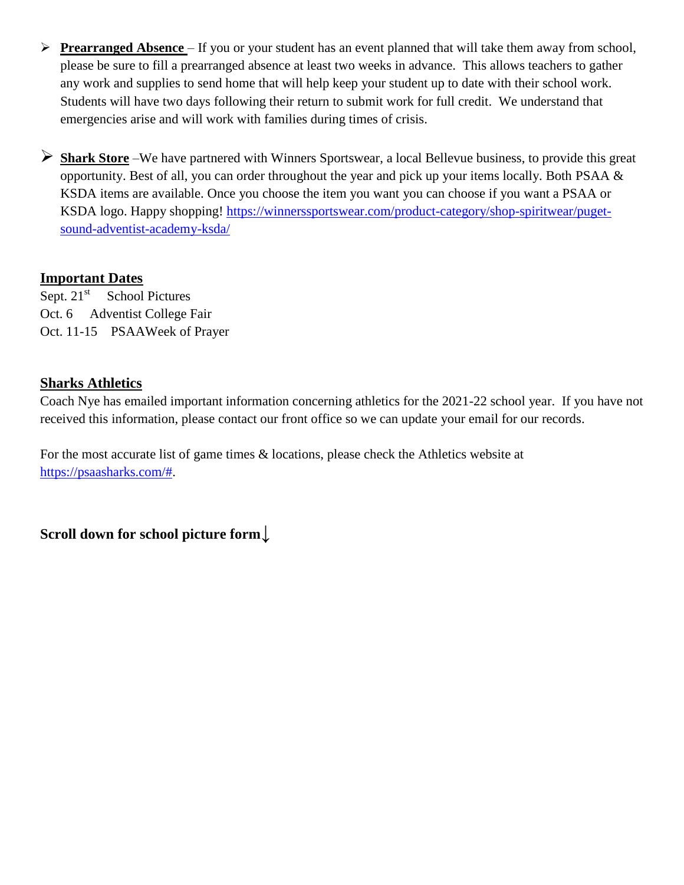- **Prearranged Absence** – If you or your student has an event planned that will take them away from school, please be sure to fill a prearranged absence at least two weeks in advance. This allows teachers to gather any work and supplies to send home that will help keep your student up to date with their school work. Students will have two days following their return to submit work for full credit. We understand that emergencies arise and will work with families during times of crisis.

- **Shark Store** –We have partnered with Winners Sportswear, a local Bellevue business, to provide this great opportunity. Best of all, you can order throughout the year and pick up your items locally. Both PSAA & KSDA items are available. Once you choose the item you want you can choose if you want a PSAA or KSDA logo. Happy shopping! [https://winnerssportswear.com/product-category/shop-spiritwear/puget-sound-adventist-academy-ksda/](https://winnerssportswear.com/product-category/shop-spiritwear/puget-sound-adventist-academy-ksda/)

## Important Dates

Sept. 21st School Pictures
Oct. 6 Adventist College Fair
Oct. 11-15 PSAAWeek of Prayer

## Sharks Athletics

Coach Nye has emailed important information concerning athletics for the 2021-22 school year. If you have not received this information, please contact our front office so we can update your email for our records.

For the most accurate list of game times & locations, please check the Athletics website at [https://psaasharks.com/#](https://psaasharks.com/#).

**Scroll down for school picture form↓**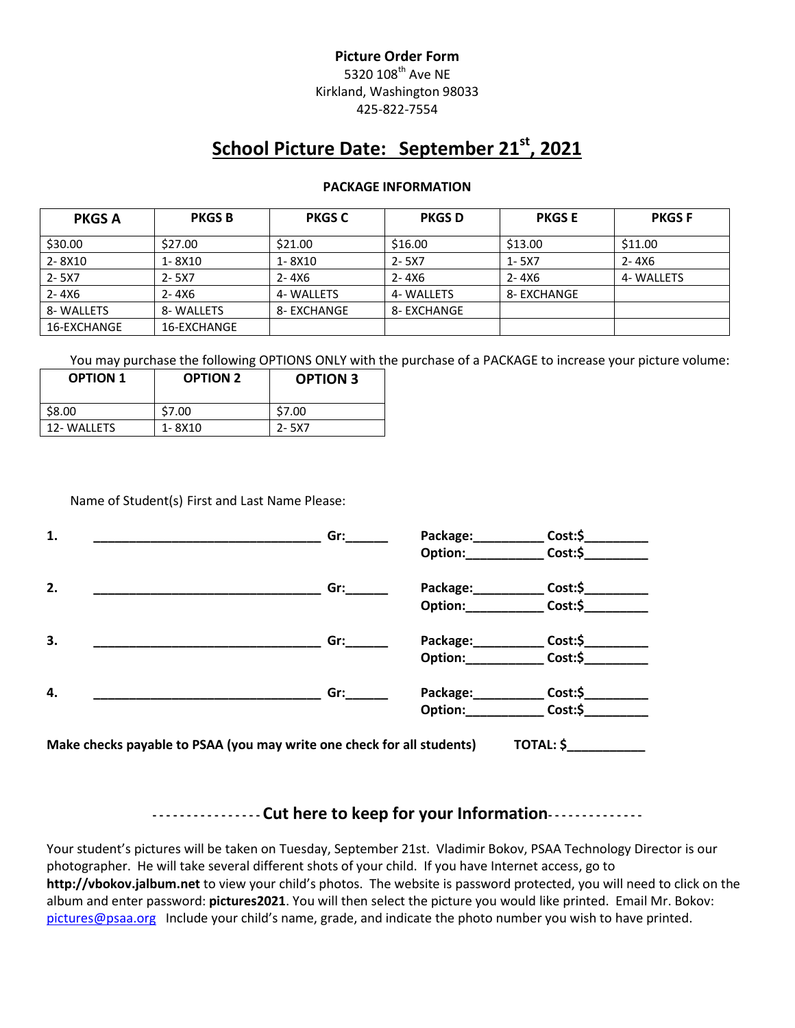**Picture Order Form**
5320 108th Ave NE
Kirkland, Washington 98033
425-822-7554

# School Picture Date: September 21st, 2021

**PACKAGE INFORMATION**

| PKGS A | PKGS B | PKGS C | PKGS D | PKGS E | PKGS F |
|---|---|---|---|---|---|
| $30.00 | $27.00 | $21.00 | $16.00 | $13.00 | $11.00 |
| 2- 8X10 | 1- 8X10 | 1- 8X10 | 2- 5X7 | 1- 5X7 | 2- 4X6 |
| 2- 5X7 | 2- 5X7 | 2- 4X6 | 2- 4X6 | 2- 4X6 | 4- WALLETS |
| 2- 4X6 | 2- 4X6 | 4- WALLETS | 4- WALLETS | 8- EXCHANGE | |
| 8- WALLETS | 8- WALLETS | 8- EXCHANGE | 8- EXCHANGE | | |
| 16-EXCHANGE | 16-EXCHANGE | | | | |

You may purchase the following OPTIONS ONLY with the purchase of a PACKAGE to increase your picture volume:

| OPTION 1 | OPTION 2 | OPTION 3 |
|---|---|---|
| $8.00 | $7.00 | $7.00 |
| 12- WALLETS | 1- 8X10 | 2- 5X7 |

Name of Student(s) First and Last Name Please:

**1.** ________________________________ **Gr:______** **Package:__________ Cost:$_________**
**Option:__________ Cost:$_________**

**2.** ________________________________ **Gr:______** **Package:__________ Cost:$_________**
**Option:__________ Cost:$_________**

**3.** ________________________________ **Gr:______** **Package:__________ Cost:$_________**
**Option:__________ Cost:$_________**

**4.** ________________________________ **Gr:______** **Package:__________ Cost:$_________**
**Option:__________ Cost:$_________**

**Make checks payable to PSAA (you may write one check for all students)** **TOTAL: $___________**

---------------- **Cut here to keep for your Information** --------------

Your student's pictures will be taken on Tuesday, September 21st. Vladimir Bokov, PSAA Technology Director is our photographer. He will take several different shots of your child. If you have Internet access, go to **http://vbokov.jalbum.net** to view your child's photos. The website is password protected, you will need to click on the album and enter password: **pictures2021**. You will then select the picture you would like printed. Email Mr. Bokov: pictures@psaa.org Include your child's name, grade, and indicate the photo number you wish to have printed.